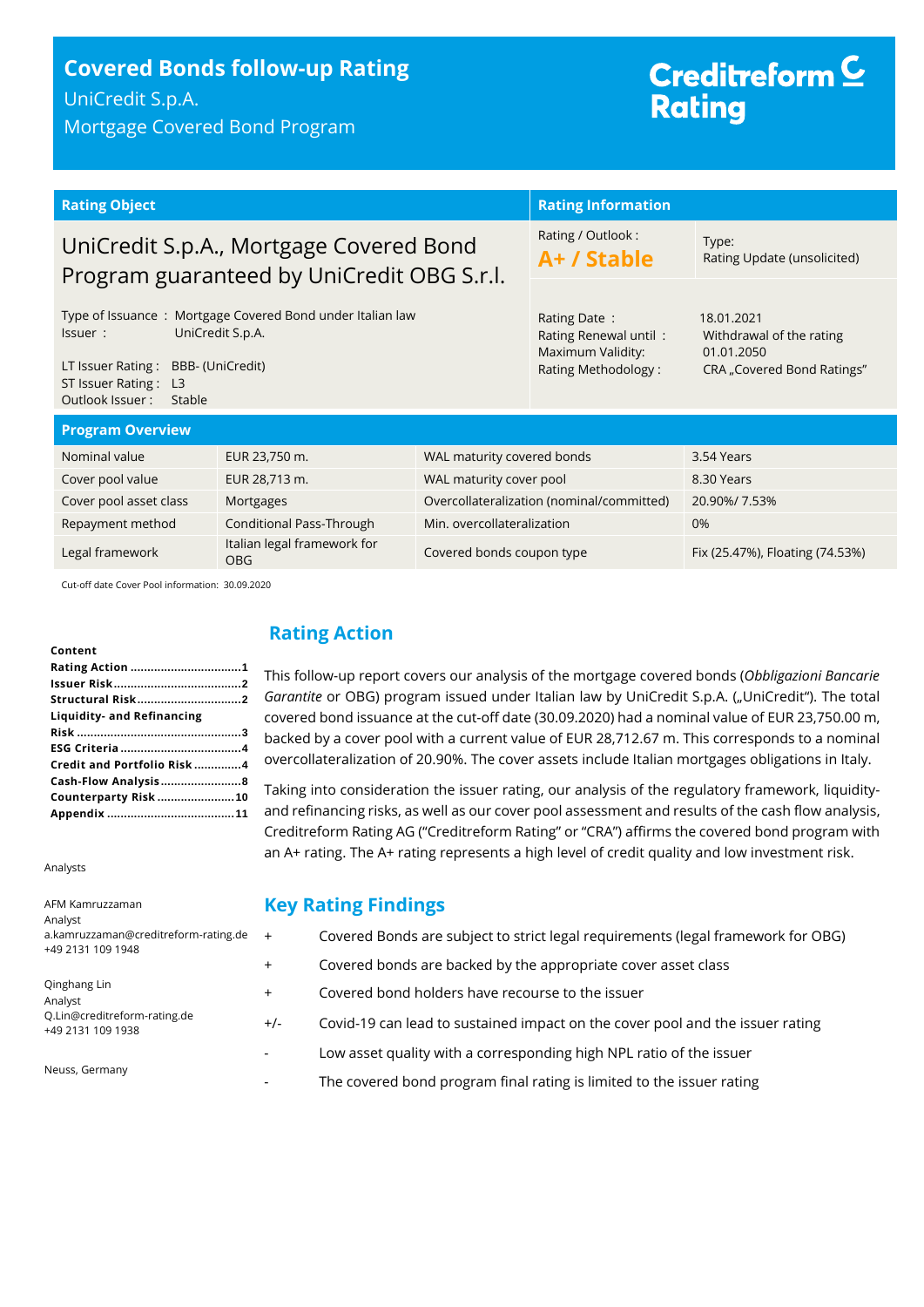# Covered Bonds follow-up Rating

UniCredit S.p.A.

Mortgage Covered Bond Program

Creditreform Rating

| Rating Object | | Rating Information | |
|---|---|---|---|
| UniCredit S.p.A., Mortgage Covered Bond Program guaranteed by UniCredit OBG S.r.l. | | Rating / Outlook : **A+ / Stable** | Type: Rating Update (unsolicited) |
| Type of Issuance : | Mortgage Covered Bond under Italian law | Rating Date : | 18.01.2021 |
| Issuer : | UniCredit S.p.A. | Rating Renewal until : | Withdrawal of the rating |
| LT Issuer Rating : | BBB- (UniCredit) | Maximum Validity: | 01.01.2050 |
| ST Issuer Rating : | L3 | Rating Methodology : | CRA „Covered Bond Ratings" |
| Outlook Issuer : | Stable | | |

**Program Overview**

| Nominal value | EUR 23,750 m. | WAL maturity covered bonds | 3.54 Years |
|---|---|---|---|
| Cover pool value | EUR 28,713 m. | WAL maturity cover pool | 8.30 Years |
| Cover pool asset class | Mortgages | Overcollateralization (nominal/committed) | 20.90%/ 7.53% |
| Repayment method | Conditional Pass-Through | Min. overcollateralization | 0% |
| Legal framework | Italian legal framework for OBG | Covered bonds coupon type | Fix (25.47%), Floating (74.53%) |

Cut-off date Cover Pool information: 30.09.2020

**Content**

- Rating Action ........1
- Issuer Risk ........2
- Structural Risk ........2
- Liquidity- and Refinancing Risk ........3
- ESG Criteria ........4
- Credit and Portfolio Risk ........4
- Cash-Flow Analysis ........8
- Counterparty Risk ........10
- Appendix ........11

Analysts

AFM Kamruzzaman
Analyst
a.kamruzzaman@creditreform-rating.de
+49 2131 109 1948

Qinghang Lin
Analyst
Q.Lin@creditreform-rating.de
+49 2131 109 1938

Neuss, Germany

## Rating Action

This follow-up report covers our analysis of the mortgage covered bonds (*Obbligazioni Bancarie Garantite* or OBG) program issued under Italian law by UniCredit S.p.A. („UniCredit"). The total covered bond issuance at the cut-off date (30.09.2020) had a nominal value of EUR 23,750.00 m, backed by a cover pool with a current value of EUR 28,712.67 m. This corresponds to a nominal overcollateralization of 20.90%. The cover assets include Italian mortgages obligations in Italy.

Taking into consideration the issuer rating, our analysis of the regulatory framework, liquidity- and refinancing risks, as well as our cover pool assessment and results of the cash flow analysis, Creditreform Rating AG ("Creditreform Rating" or "CRA") affirms the covered bond program with an A+ rating. The A+ rating represents a high level of credit quality and low investment risk.

## Key Rating Findings

- \+ Covered Bonds are subject to strict legal requirements (legal framework for OBG)
- \+ Covered bonds are backed by the appropriate cover asset class
- \+ Covered bond holders have recourse to the issuer
- +/- Covid-19 can lead to sustained impact on the cover pool and the issuer rating
- \- Low asset quality with a corresponding high NPL ratio of the issuer
- \- The covered bond program final rating is limited to the issuer rating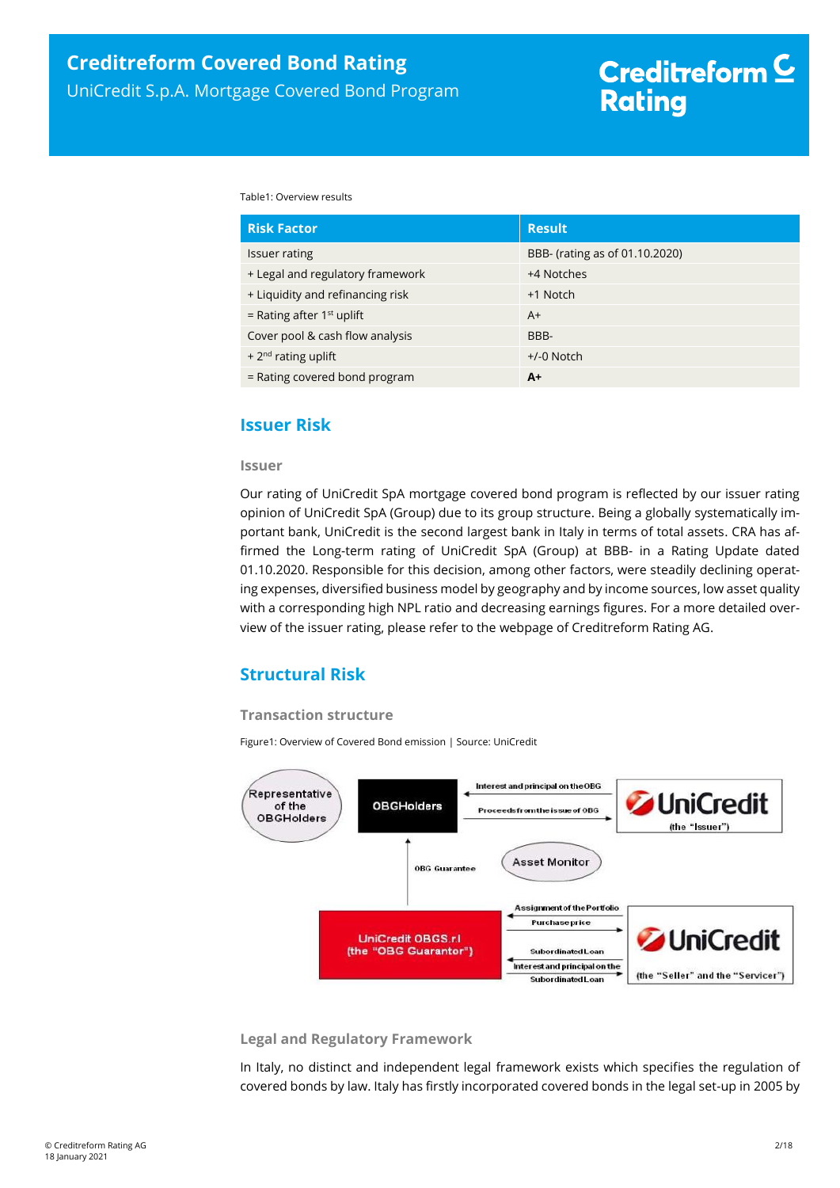Table1: Overview results

| Risk Factor | Result |
|---|---|
| Issuer rating | BBB- (rating as of 01.10.2020) |
| + Legal and regulatory framework | +4 Notches |
| + Liquidity and refinancing risk | +1 Notch |
| = Rating after 1st uplift | A+ |
| Cover pool & cash flow analysis | BBB- |
| + 2nd rating uplift | +/-0 Notch |
| = Rating covered bond program | **A+** |

## Issuer Risk

### Issuer

Our rating of UniCredit SpA mortgage covered bond program is reflected by our issuer rating opinion of UniCredit SpA (Group) due to its group structure. Being a globally systematically important bank, UniCredit is the second largest bank in Italy in terms of total assets. CRA has affirmed the Long-term rating of UniCredit SpA (Group) at BBB- in a Rating Update dated 01.10.2020. Responsible for this decision, among other factors, were steadily declining operating expenses, diversified business model by geography and by income sources, low asset quality with a corresponding high NPL ratio and decreasing earnings figures. For a more detailed overview of the issuer rating, please refer to the webpage of Creditreform Rating AG.

## Structural Risk

### Transaction structure

Figure1: Overview of Covered Bond emission | Source: UniCredit

Representative of the OBGHolders

OBGHolders

Interest and principal on the OBG

Proceeds from the issue of OBG

UniCredit (the "Issuer")

OBG Guarantee

Asset Monitor

Assignment of the Portfolio

Purchase price

Subordinated Loan

Interest and principal on the Subordinated Loan

UniCredit OBG S.r.l (the "OBG Guarantor")

UniCredit (the "Seller" and the "Servicer")

### Legal and Regulatory Framework

In Italy, no distinct and independent legal framework exists which specifies the regulation of covered bonds by law. Italy has firstly incorporated covered bonds in the legal set-up in 2005 by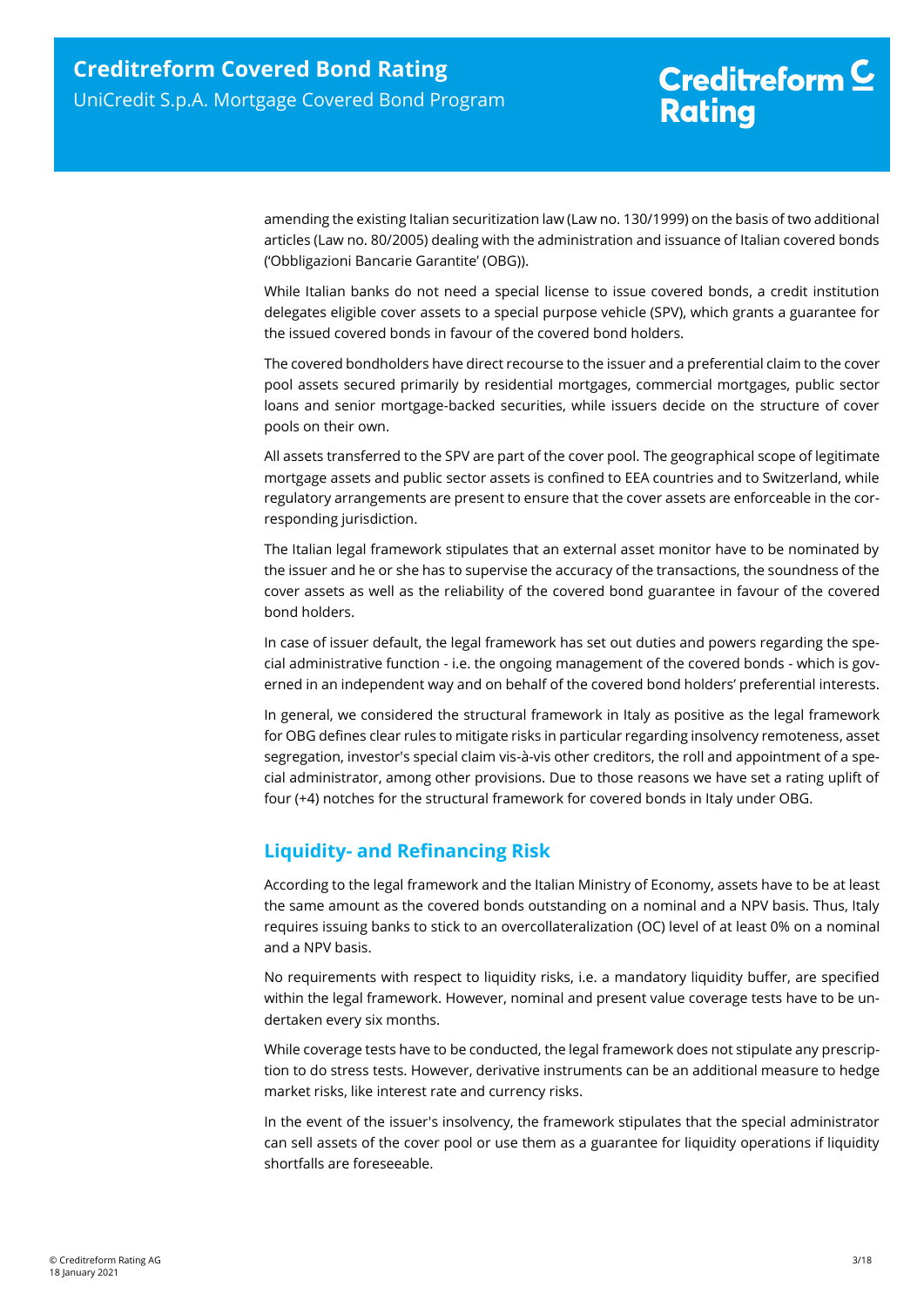amending the existing Italian securitization law (Law no. 130/1999) on the basis of two additional articles (Law no. 80/2005) dealing with the administration and issuance of Italian covered bonds ('Obbligazioni Bancarie Garantite' (OBG)).

While Italian banks do not need a special license to issue covered bonds, a credit institution delegates eligible cover assets to a special purpose vehicle (SPV), which grants a guarantee for the issued covered bonds in favour of the covered bond holders.

The covered bondholders have direct recourse to the issuer and a preferential claim to the cover pool assets secured primarily by residential mortgages, commercial mortgages, public sector loans and senior mortgage-backed securities, while issuers decide on the structure of cover pools on their own.

All assets transferred to the SPV are part of the cover pool. The geographical scope of legitimate mortgage assets and public sector assets is confined to EEA countries and to Switzerland, while regulatory arrangements are present to ensure that the cover assets are enforceable in the corresponding jurisdiction.

The Italian legal framework stipulates that an external asset monitor have to be nominated by the issuer and he or she has to supervise the accuracy of the transactions, the soundness of the cover assets as well as the reliability of the covered bond guarantee in favour of the covered bond holders.

In case of issuer default, the legal framework has set out duties and powers regarding the special administrative function - i.e. the ongoing management of the covered bonds - which is governed in an independent way and on behalf of the covered bond holders' preferential interests.

In general, we considered the structural framework in Italy as positive as the legal framework for OBG defines clear rules to mitigate risks in particular regarding insolvency remoteness, asset segregation, investor's special claim vis-à-vis other creditors, the roll and appointment of a special administrator, among other provisions. Due to those reasons we have set a rating uplift of four (+4) notches for the structural framework for covered bonds in Italy under OBG.

## Liquidity- and Refinancing Risk

According to the legal framework and the Italian Ministry of Economy, assets have to be at least the same amount as the covered bonds outstanding on a nominal and a NPV basis. Thus, Italy requires issuing banks to stick to an overcollateralization (OC) level of at least 0% on a nominal and a NPV basis.

No requirements with respect to liquidity risks, i.e. a mandatory liquidity buffer, are specified within the legal framework. However, nominal and present value coverage tests have to be undertaken every six months.

While coverage tests have to be conducted, the legal framework does not stipulate any prescription to do stress tests. However, derivative instruments can be an additional measure to hedge market risks, like interest rate and currency risks.

In the event of the issuer's insolvency, the framework stipulates that the special administrator can sell assets of the cover pool or use them as a guarantee for liquidity operations if liquidity shortfalls are foreseeable.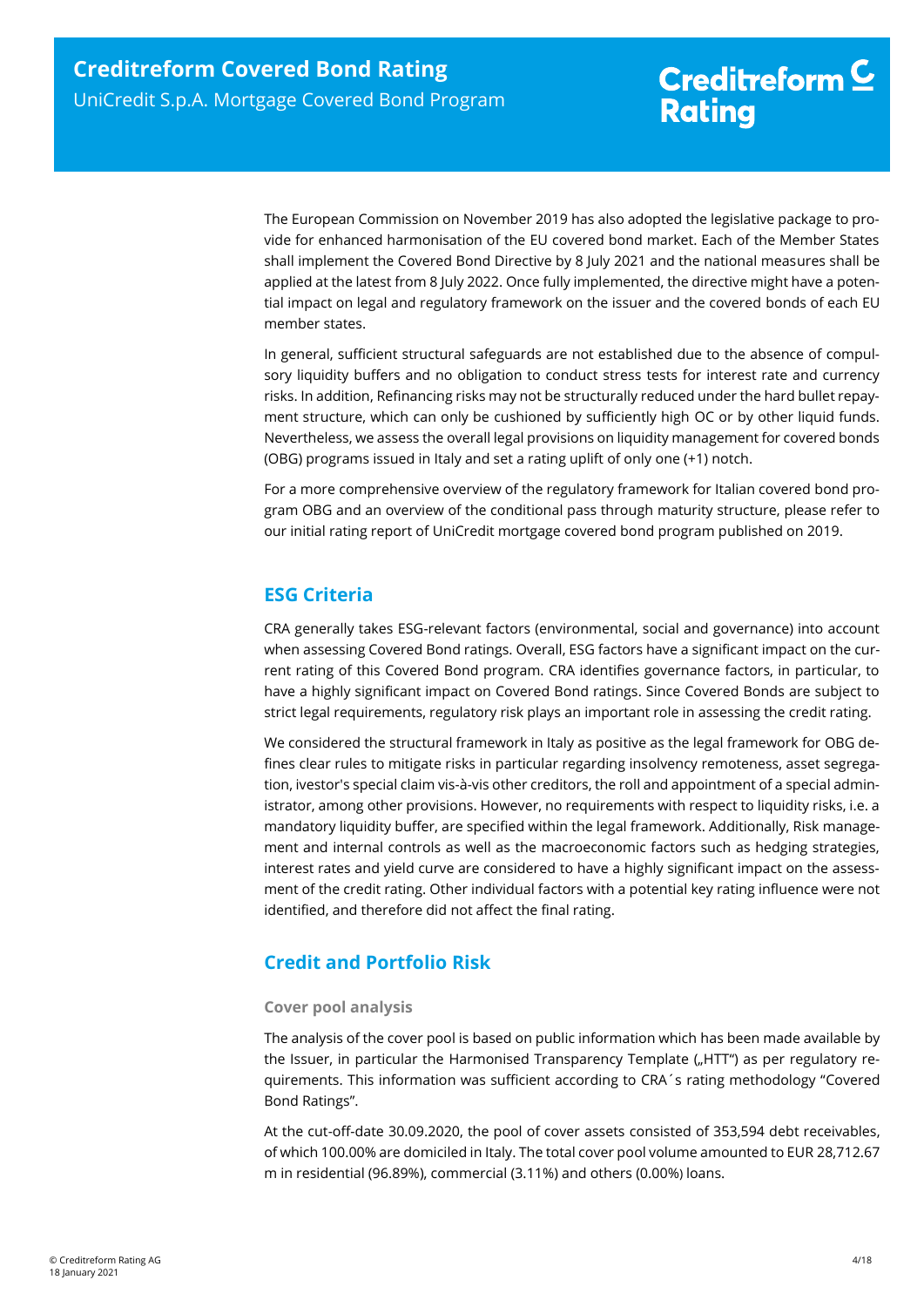The European Commission on November 2019 has also adopted the legislative package to provide for enhanced harmonisation of the EU covered bond market. Each of the Member States shall implement the Covered Bond Directive by 8 July 2021 and the national measures shall be applied at the latest from 8 July 2022. Once fully implemented, the directive might have a potential impact on legal and regulatory framework on the issuer and the covered bonds of each EU member states.

In general, sufficient structural safeguards are not established due to the absence of compulsory liquidity buffers and no obligation to conduct stress tests for interest rate and currency risks. In addition, Refinancing risks may not be structurally reduced under the hard bullet repayment structure, which can only be cushioned by sufficiently high OC or by other liquid funds. Nevertheless, we assess the overall legal provisions on liquidity management for covered bonds (OBG) programs issued in Italy and set a rating uplift of only one (+1) notch.

For a more comprehensive overview of the regulatory framework for Italian covered bond program OBG and an overview of the conditional pass through maturity structure, please refer to our initial rating report of UniCredit mortgage covered bond program published on 2019.

## ESG Criteria

CRA generally takes ESG-relevant factors (environmental, social and governance) into account when assessing Covered Bond ratings. Overall, ESG factors have a significant impact on the current rating of this Covered Bond program. CRA identifies governance factors, in particular, to have a highly significant impact on Covered Bond ratings. Since Covered Bonds are subject to strict legal requirements, regulatory risk plays an important role in assessing the credit rating.

We considered the structural framework in Italy as positive as the legal framework for OBG defines clear rules to mitigate risks in particular regarding insolvency remoteness, asset segregation, ivestor's special claim vis-à-vis other creditors, the roll and appointment of a special administrator, among other provisions. However, no requirements with respect to liquidity risks, i.e. a mandatory liquidity buffer, are specified within the legal framework. Additionally, Risk management and internal controls as well as the macroeconomic factors such as hedging strategies, interest rates and yield curve are considered to have a highly significant impact on the assessment of the credit rating. Other individual factors with a potential key rating influence were not identified, and therefore did not affect the final rating.

## Credit and Portfolio Risk

### Cover pool analysis

The analysis of the cover pool is based on public information which has been made available by the Issuer, in particular the Harmonised Transparency Template („HTT") as per regulatory requirements. This information was sufficient according to CRA´s rating methodology "Covered Bond Ratings".

At the cut-off-date 30.09.2020, the pool of cover assets consisted of 353,594 debt receivables, of which 100.00% are domiciled in Italy. The total cover pool volume amounted to EUR 28,712.67 m in residential (96.89%), commercial (3.11%) and others (0.00%) loans.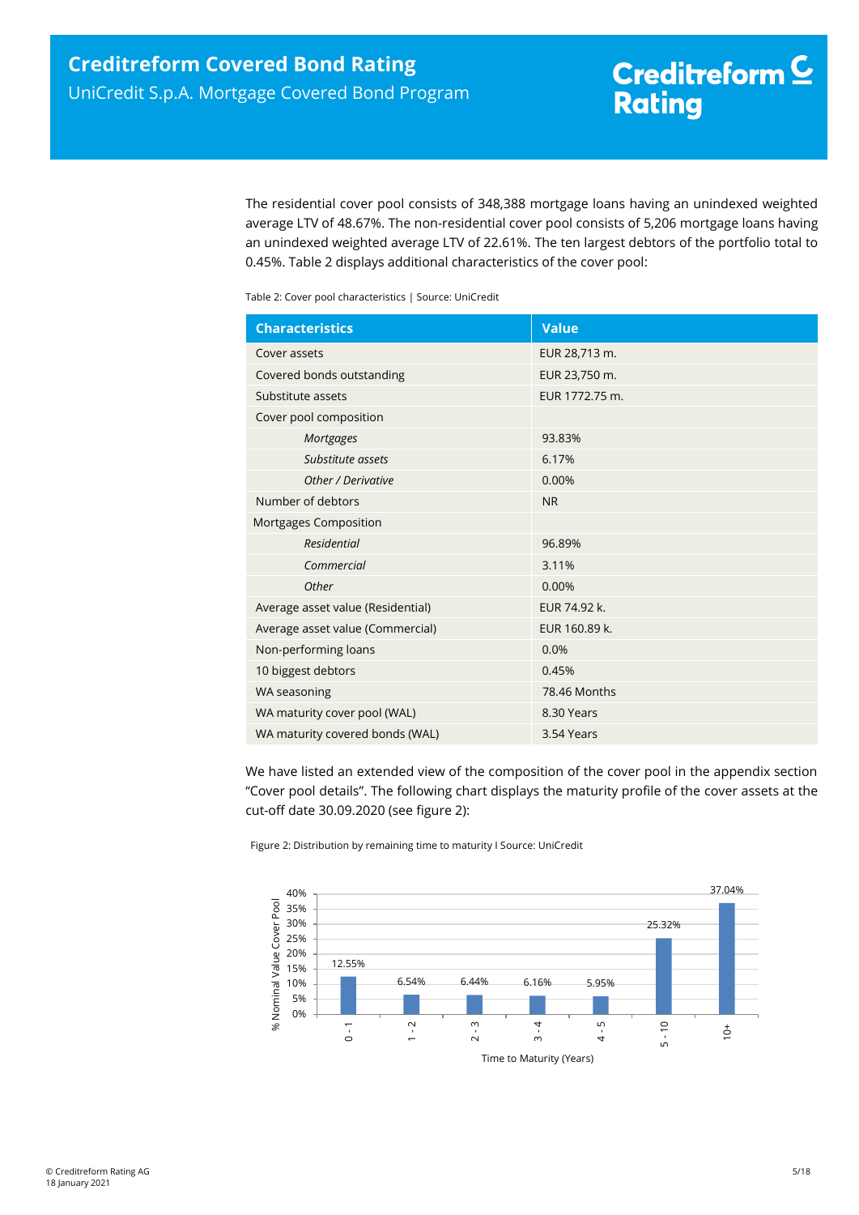The residential cover pool consists of 348,388 mortgage loans having an unindexed weighted average LTV of 48.67%. The non-residential cover pool consists of 5,206 mortgage loans having an unindexed weighted average LTV of 22.61%. The ten largest debtors of the portfolio total to 0.45%. Table 2 displays additional characteristics of the cover pool:

Table 2: Cover pool characteristics | Source: UniCredit

| Characteristics | Value |
|---|---|
| Cover assets | EUR 28,713 m. |
| Covered bonds outstanding | EUR 23,750 m. |
| Substitute assets | EUR 1772.75 m. |
| Cover pool composition | |
| *Mortgages* | 93.83% |
| *Substitute assets* | 6.17% |
| *Other / Derivative* | 0.00% |
| Number of debtors | NR |
| Mortgages Composition | |
| *Residential* | 96.89% |
| *Commercial* | 3.11% |
| *Other* | 0.00% |
| Average asset value (Residential) | EUR 74.92 k. |
| Average asset value (Commercial) | EUR 160.89 k. |
| Non-performing loans | 0.0% |
| 10 biggest debtors | 0.45% |
| WA seasoning | 78.46 Months |
| WA maturity cover pool (WAL) | 8.30 Years |
| WA maturity covered bonds (WAL) | 3.54 Years |

We have listed an extended view of the composition of the cover pool in the appendix section "Cover pool details". The following chart displays the maturity profile of the cover assets at the cut-off date 30.09.2020 (see figure 2):

Figure 2: Distribution by remaining time to maturity I Source: UniCredit

| Time to Maturity (Years) | % Nominal Value Cover Pool |
|---|---|
| 0 - 1 | 12.55% |
| 1 - 2 | 6.54% |
| 2 - 3 | 6.44% |
| 3 - 4 | 6.16% |
| 4 - 5 | 5.95% |
| 5 - 10 | 25.32% |
| 10+ | 37.04% |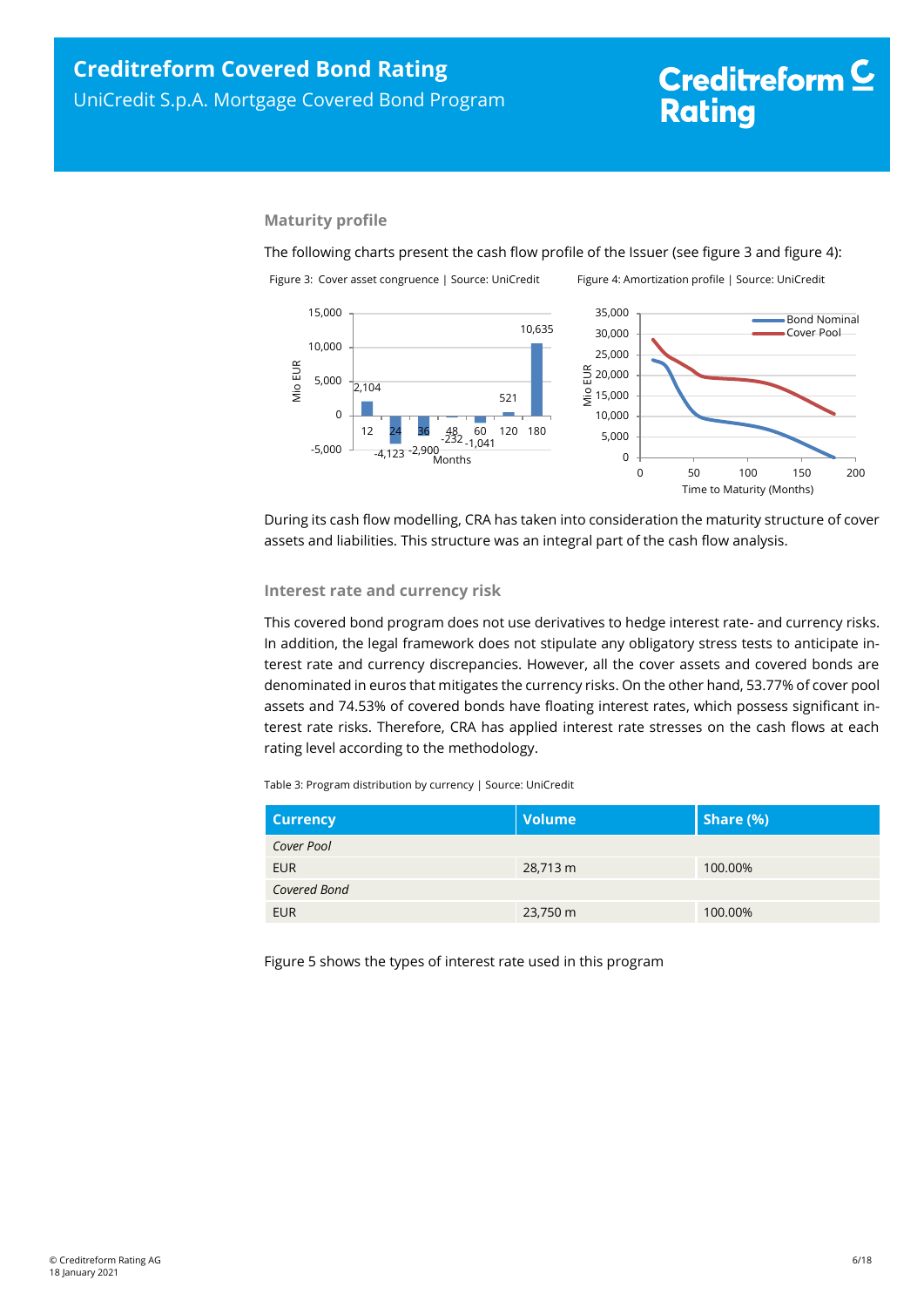### Maturity profile

The following charts present the cash flow profile of the Issuer (see figure 3 and figure 4):

Figure 3: Cover asset congruence | Source: UniCredit

Figure 4: Amortization profile | Source: UniCredit

During its cash flow modelling, CRA has taken into consideration the maturity structure of cover assets and liabilities. This structure was an integral part of the cash flow analysis.

### Interest rate and currency risk

This covered bond program does not use derivatives to hedge interest rate- and currency risks. In addition, the legal framework does not stipulate any obligatory stress tests to anticipate interest rate and currency discrepancies. However, all the cover assets and covered bonds are denominated in euros that mitigates the currency risks. On the other hand, 53.77% of cover pool assets and 74.53% of covered bonds have floating interest rates, which possess significant interest rate risks. Therefore, CRA has applied interest rate stresses on the cash flows at each rating level according to the methodology.

Table 3: Program distribution by currency | Source: UniCredit

| Currency | Volume | Share (%) |
|---|---|---|
| *Cover Pool* | | |
| EUR | 28,713 m | 100.00% |
| *Covered Bond* | | |
| EUR | 23,750 m | 100.00% |

Figure 5 shows the types of interest rate used in this program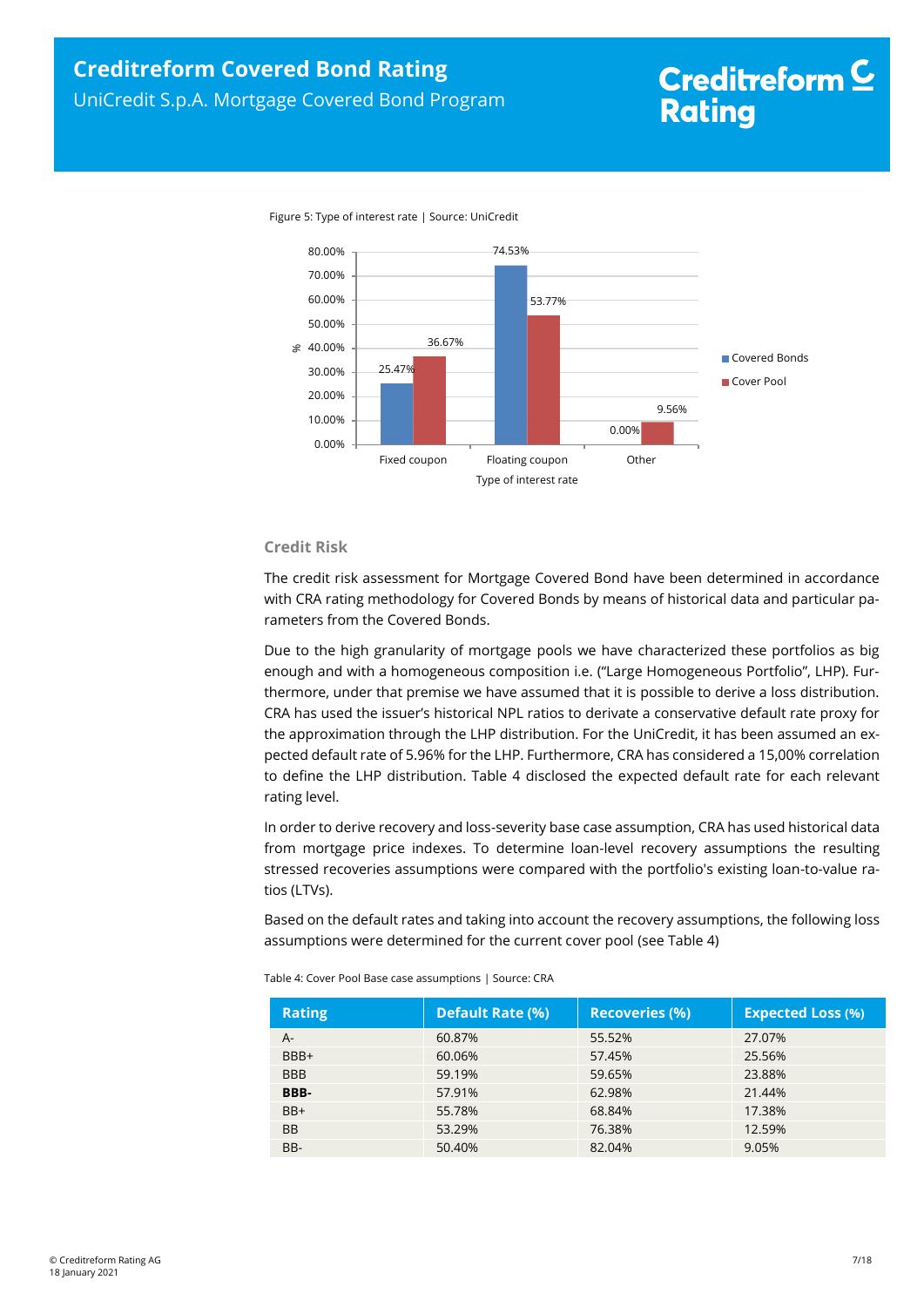Figure 5: Type of interest rate | Source: UniCredit

| Type of interest rate | Covered Bonds | Cover Pool |
|---|---|---|
| Fixed coupon | 25.47% | 36.67% |
| Floating coupon | 74.53% | 53.77% |
| Other | 0.00% | 9.56% |

## Credit Risk

The credit risk assessment for Mortgage Covered Bond have been determined in accordance with CRA rating methodology for Covered Bonds by means of historical data and particular parameters from the Covered Bonds.

Due to the high granularity of mortgage pools we have characterized these portfolios as big enough and with a homogeneous composition i.e. ("Large Homogeneous Portfolio", LHP). Furthermore, under that premise we have assumed that it is possible to derive a loss distribution. CRA has used the issuer's historical NPL ratios to derivate a conservative default rate proxy for the approximation through the LHP distribution. For the UniCredit, it has been assumed an expected default rate of 5.96% for the LHP. Furthermore, CRA has considered a 15,00% correlation to define the LHP distribution. Table 4 disclosed the expected default rate for each relevant rating level.

In order to derive recovery and loss-severity base case assumption, CRA has used historical data from mortgage price indexes. To determine loan-level recovery assumptions the resulting stressed recoveries assumptions were compared with the portfolio's existing loan-to-value ratios (LTVs).

Based on the default rates and taking into account the recovery assumptions, the following loss assumptions were determined for the current cover pool (see Table 4)

Table 4: Cover Pool Base case assumptions | Source: CRA

| Rating | Default Rate (%) | Recoveries (%) | Expected Loss (%) |
|---|---|---|---|
| A- | 60.87% | 55.52% | 27.07% |
| BBB+ | 60.06% | 57.45% | 25.56% |
| BBB | 59.19% | 59.65% | 23.88% |
| **BBB-** | 57.91% | 62.98% | 21.44% |
| BB+ | 55.78% | 68.84% | 17.38% |
| BB | 53.29% | 76.38% | 12.59% |
| BB- | 50.40% | 82.04% | 9.05% |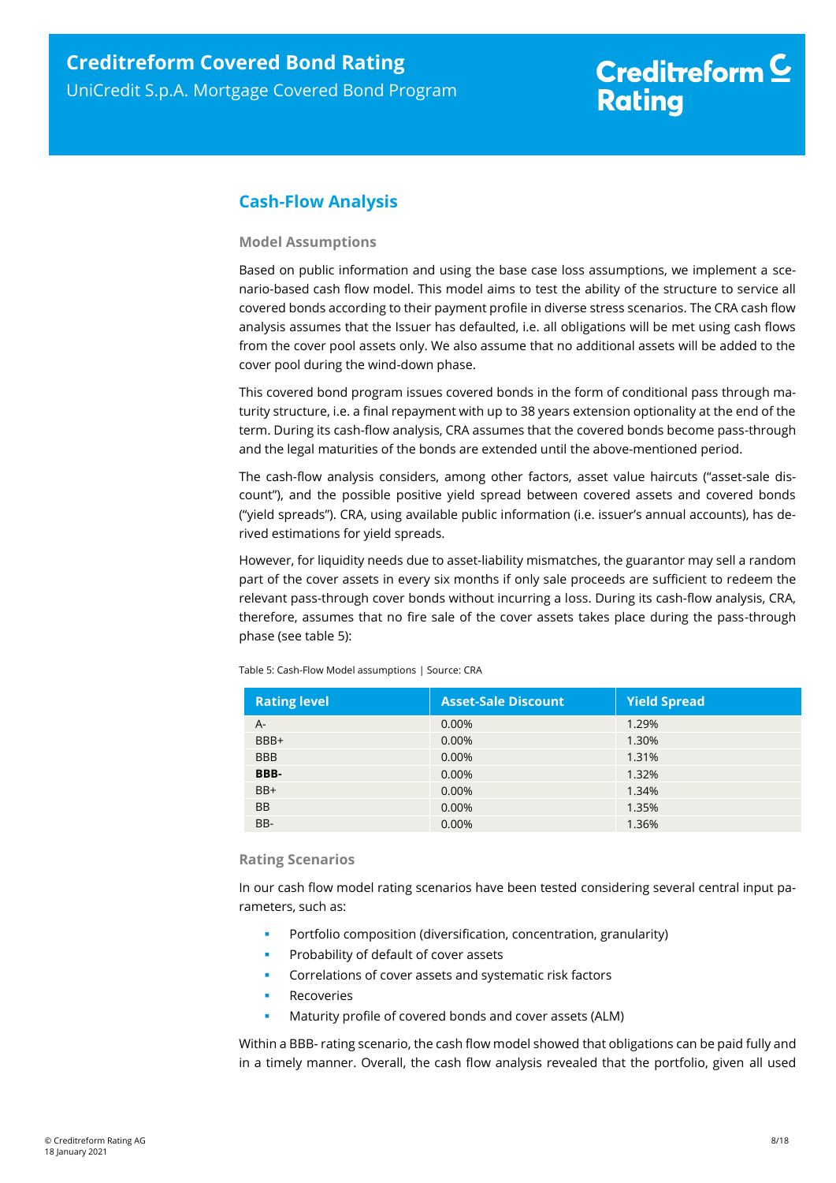## Cash-Flow Analysis

### Model Assumptions

Based on public information and using the base case loss assumptions, we implement a scenario-based cash flow model. This model aims to test the ability of the structure to service all covered bonds according to their payment profile in diverse stress scenarios. The CRA cash flow analysis assumes that the Issuer has defaulted, i.e. all obligations will be met using cash flows from the cover pool assets only. We also assume that no additional assets will be added to the cover pool during the wind-down phase.

This covered bond program issues covered bonds in the form of conditional pass through maturity structure, i.e. a final repayment with up to 38 years extension optionality at the end of the term. During its cash-flow analysis, CRA assumes that the covered bonds become pass-through and the legal maturities of the bonds are extended until the above-mentioned period.

The cash-flow analysis considers, among other factors, asset value haircuts ("asset-sale discount"), and the possible positive yield spread between covered assets and covered bonds ("yield spreads"). CRA, using available public information (i.e. issuer's annual accounts), has derived estimations for yield spreads.

However, for liquidity needs due to asset-liability mismatches, the guarantor may sell a random part of the cover assets in every six months if only sale proceeds are sufficient to redeem the relevant pass-through cover bonds without incurring a loss. During its cash-flow analysis, CRA, therefore, assumes that no fire sale of the cover assets takes place during the pass-through phase (see table 5):

Table 5: Cash-Flow Model assumptions | Source: CRA

| Rating level | Asset-Sale Discount | Yield Spread |
|---|---|---|
| A- | 0.00% | 1.29% |
| BBB+ | 0.00% | 1.30% |
| BBB | 0.00% | 1.31% |
| **BBB-** | 0.00% | 1.32% |
| BB+ | 0.00% | 1.34% |
| BB | 0.00% | 1.35% |
| BB- | 0.00% | 1.36% |

### Rating Scenarios

In our cash flow model rating scenarios have been tested considering several central input parameters, such as:

- Portfolio composition (diversification, concentration, granularity)
- Probability of default of cover assets
- Correlations of cover assets and systematic risk factors
- Recoveries
- Maturity profile of covered bonds and cover assets (ALM)

Within a BBB- rating scenario, the cash flow model showed that obligations can be paid fully and in a timely manner. Overall, the cash flow analysis revealed that the portfolio, given all used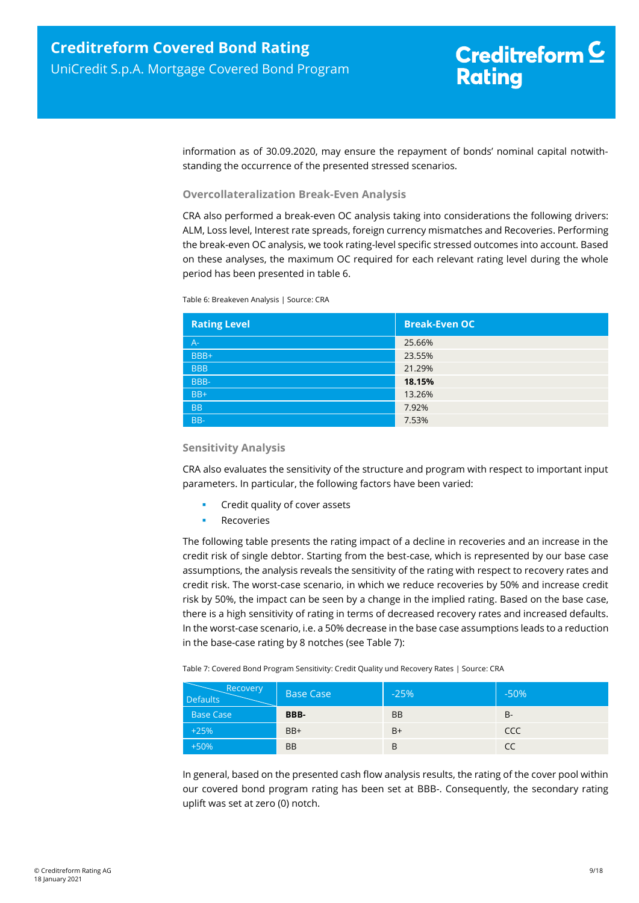information as of 30.09.2020, may ensure the repayment of bonds' nominal capital notwithstanding the occurrence of the presented stressed scenarios.

### Overcollateralization Break-Even Analysis

CRA also performed a break-even OC analysis taking into considerations the following drivers: ALM, Loss level, Interest rate spreads, foreign currency mismatches and Recoveries. Performing the break-even OC analysis, we took rating-level specific stressed outcomes into account. Based on these analyses, the maximum OC required for each relevant rating level during the whole period has been presented in table 6.

Table 6: Breakeven Analysis | Source: CRA

| Rating Level | Break-Even OC |
|---|---|
| A- | 25.66% |
| BBB+ | 23.55% |
| BBB | 21.29% |
| BBB- | **18.15%** |
| BB+ | 13.26% |
| BB | 7.92% |
| BB- | 7.53% |

### Sensitivity Analysis

CRA also evaluates the sensitivity of the structure and program with respect to important input parameters. In particular, the following factors have been varied:

- Credit quality of cover assets
- Recoveries

The following table presents the rating impact of a decline in recoveries and an increase in the credit risk of single debtor. Starting from the best-case, which is represented by our base case assumptions, the analysis reveals the sensitivity of the rating with respect to recovery rates and credit risk. The worst-case scenario, in which we reduce recoveries by 50% and increase credit risk by 50%, the impact can be seen by a change in the implied rating. Based on the base case, there is a high sensitivity of rating in terms of decreased recovery rates and increased defaults. In the worst-case scenario, i.e. a 50% decrease in the base case assumptions leads to a reduction in the base-case rating by 8 notches (see Table 7):

Table 7: Covered Bond Program Sensitivity: Credit Quality und Recovery Rates | Source: CRA

| Defaults \ Recovery | Base Case | -25% | -50% |
|---|---|---|---|
| Base Case | **BBB-** | BB | B- |
| +25% | BB+ | B+ | CCC |
| +50% | BB | B | CC |

In general, based on the presented cash flow analysis results, the rating of the cover pool within our covered bond program rating has been set at BBB-. Consequently, the secondary rating uplift was set at zero (0) notch.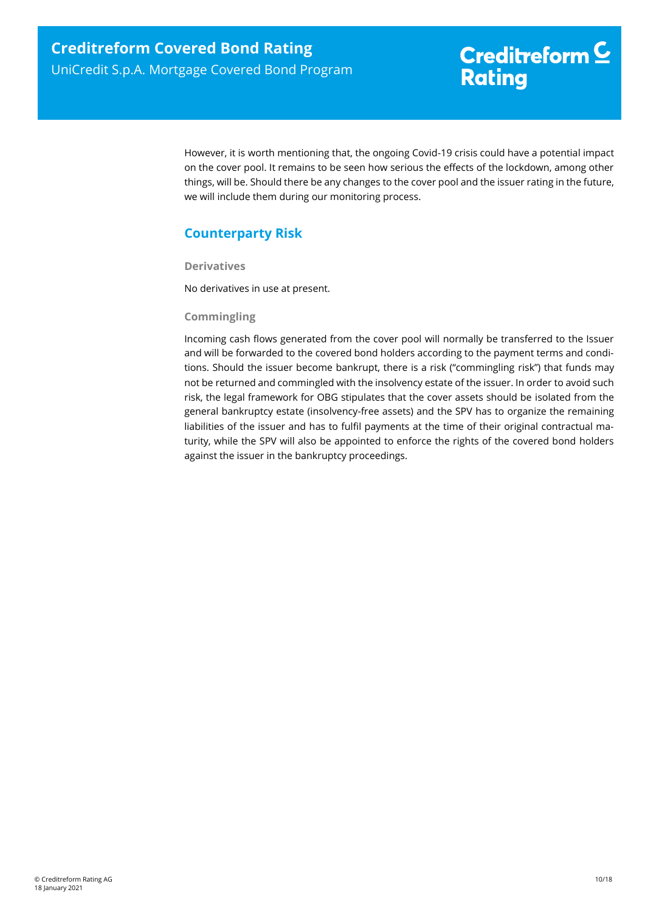However, it is worth mentioning that, the ongoing Covid-19 crisis could have a potential impact on the cover pool. It remains to be seen how serious the effects of the lockdown, among other things, will be. Should there be any changes to the cover pool and the issuer rating in the future, we will include them during our monitoring process.

## Counterparty Risk

### Derivatives

No derivatives in use at present.

### Commingling

Incoming cash flows generated from the cover pool will normally be transferred to the Issuer and will be forwarded to the covered bond holders according to the payment terms and conditions. Should the issuer become bankrupt, there is a risk ("commingling risk") that funds may not be returned and commingled with the insolvency estate of the issuer. In order to avoid such risk, the legal framework for OBG stipulates that the cover assets should be isolated from the general bankruptcy estate (insolvency-free assets) and the SPV has to organize the remaining liabilities of the issuer and has to fulfil payments at the time of their original contractual maturity, while the SPV will also be appointed to enforce the rights of the covered bond holders against the issuer in the bankruptcy proceedings.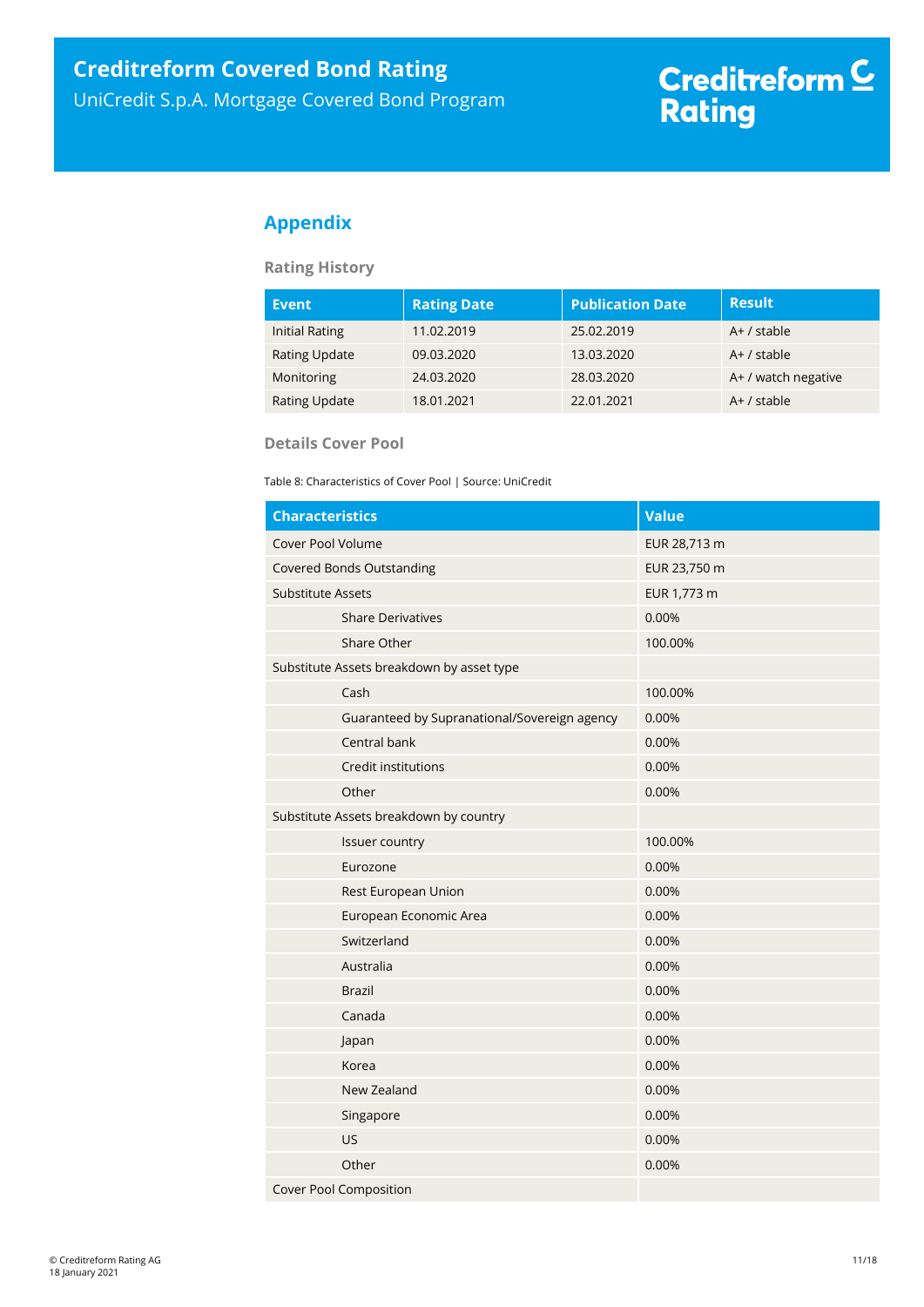## Appendix

### Rating History

| Event | Rating Date | Publication Date | Result |
| --- | --- | --- | --- |
| Initial Rating | 11.02.2019 | 25.02.2019 | A+ / stable |
| Rating Update | 09.03.2020 | 13.03.2020 | A+ / stable |
| Monitoring | 24.03.2020 | 28.03.2020 | A+ / watch negative |
| Rating Update | 18.01.2021 | 22.01.2021 | A+ / stable |

### Details Cover Pool

Table 8: Characteristics of Cover Pool | Source: UniCredit

| Characteristics | Value |
| --- | --- |
| Cover Pool Volume | EUR 28,713 m |
| Covered Bonds Outstanding | EUR 23,750 m |
| Substitute Assets | EUR 1,773 m |
| Share Derivatives | 0.00% |
| Share Other | 100.00% |
| Substitute Assets breakdown by asset type | |
| Cash | 100.00% |
| Guaranteed by Supranational/Sovereign agency | 0.00% |
| Central bank | 0.00% |
| Credit institutions | 0.00% |
| Other | 0.00% |
| Substitute Assets breakdown by country | |
| Issuer country | 100.00% |
| Eurozone | 0.00% |
| Rest European Union | 0.00% |
| European Economic Area | 0.00% |
| Switzerland | 0.00% |
| Australia | 0.00% |
| Brazil | 0.00% |
| Canada | 0.00% |
| Japan | 0.00% |
| Korea | 0.00% |
| New Zealand | 0.00% |
| Singapore | 0.00% |
| US | 0.00% |
| Other | 0.00% |
| Cover Pool Composition | |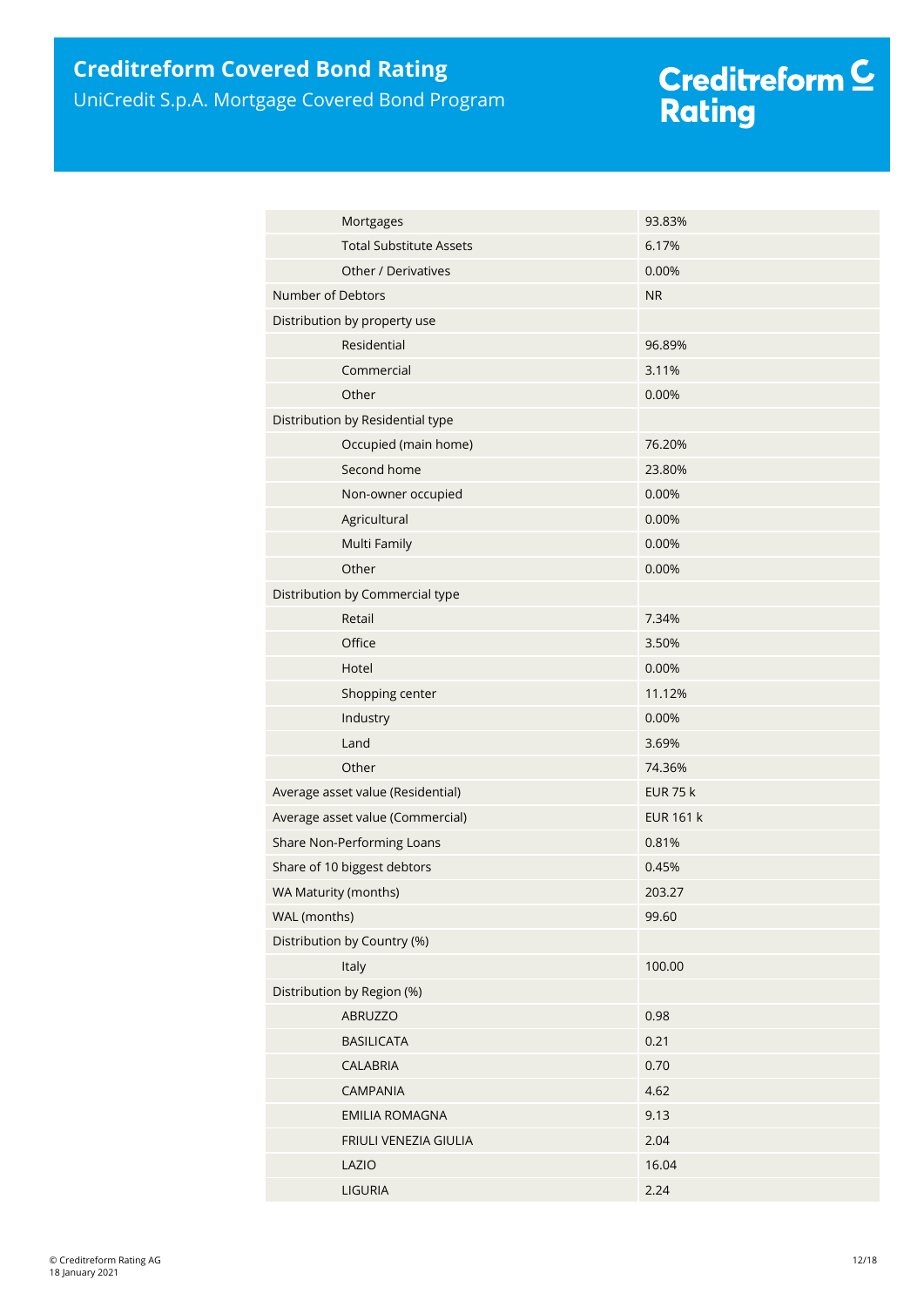| | |
|---|---|
| Mortgages | 93.83% |
| Total Substitute Assets | 6.17% |
| Other / Derivatives | 0.00% |
| Number of Debtors | NR |
| Distribution by property use | |
| Residential | 96.89% |
| Commercial | 3.11% |
| Other | 0.00% |
| Distribution by Residential type | |
| Occupied (main home) | 76.20% |
| Second home | 23.80% |
| Non-owner occupied | 0.00% |
| Agricultural | 0.00% |
| Multi Family | 0.00% |
| Other | 0.00% |
| Distribution by Commercial type | |
| Retail | 7.34% |
| Office | 3.50% |
| Hotel | 0.00% |
| Shopping center | 11.12% |
| Industry | 0.00% |
| Land | 3.69% |
| Other | 74.36% |
| Average asset value (Residential) | EUR 75 k |
| Average asset value (Commercial) | EUR 161 k |
| Share Non-Performing Loans | 0.81% |
| Share of 10 biggest debtors | 0.45% |
| WA Maturity (months) | 203.27 |
| WAL (months) | 99.60 |
| Distribution by Country (%) | |
| Italy | 100.00 |
| Distribution by Region (%) | |
| ABRUZZO | 0.98 |
| BASILICATA | 0.21 |
| CALABRIA | 0.70 |
| CAMPANIA | 4.62 |
| EMILIA ROMAGNA | 9.13 |
| FRIULI VENEZIA GIULIA | 2.04 |
| LAZIO | 16.04 |
| LIGURIA | 2.24 |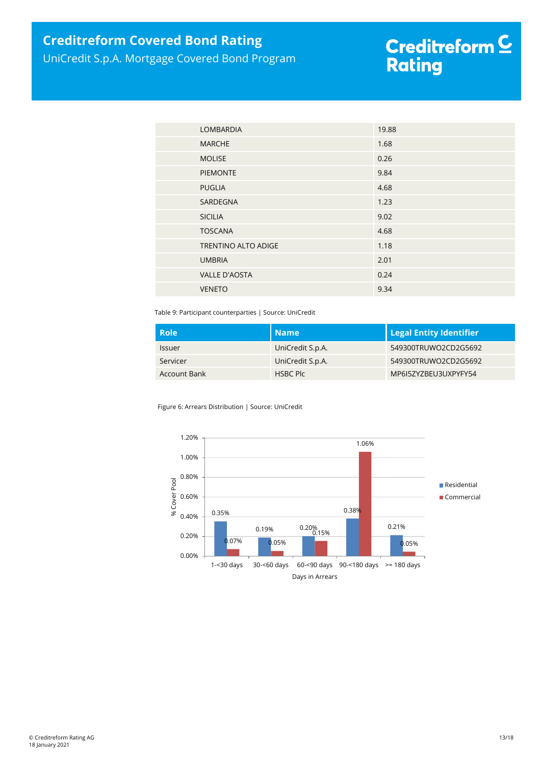| LOMBARDIA | 19.88 |
|---|---|
| MARCHE | 1.68 |
| MOLISE | 0.26 |
| PIEMONTE | 9.84 |
| PUGLIA | 4.68 |
| SARDEGNA | 1.23 |
| SICILIA | 9.02 |
| TOSCANA | 4.68 |
| TRENTINO ALTO ADIGE | 1.18 |
| UMBRIA | 2.01 |
| VALLE D'AOSTA | 0.24 |
| VENETO | 9.34 |

Table 9: Participant counterparties | Source: UniCredit

| Role | Name | Legal Entity Identifier |
|---|---|---|
| Issuer | UniCredit S.p.A. | 549300TRUWO2CD2G5692 |
| Servicer | UniCredit S.p.A. | 549300TRUWO2CD2G5692 |
| Account Bank | HSBC Plc | MP6I5ZYZBEU3UXPYFY54 |

Figure 6: Arrears Distribution | Source: UniCredit

| Days in Arrears | Residential | Commercial |
|---|---|---|
| 1-<30 days | 0.35% | 0.07% |
| 30-<60 days | 0.19% | 0.05% |
| 60-<90 days | 0.20% | 0.15% |
| 90-<180 days | 0.38% | 1.06% |
| >= 180 days | 0.21% | 0.05% |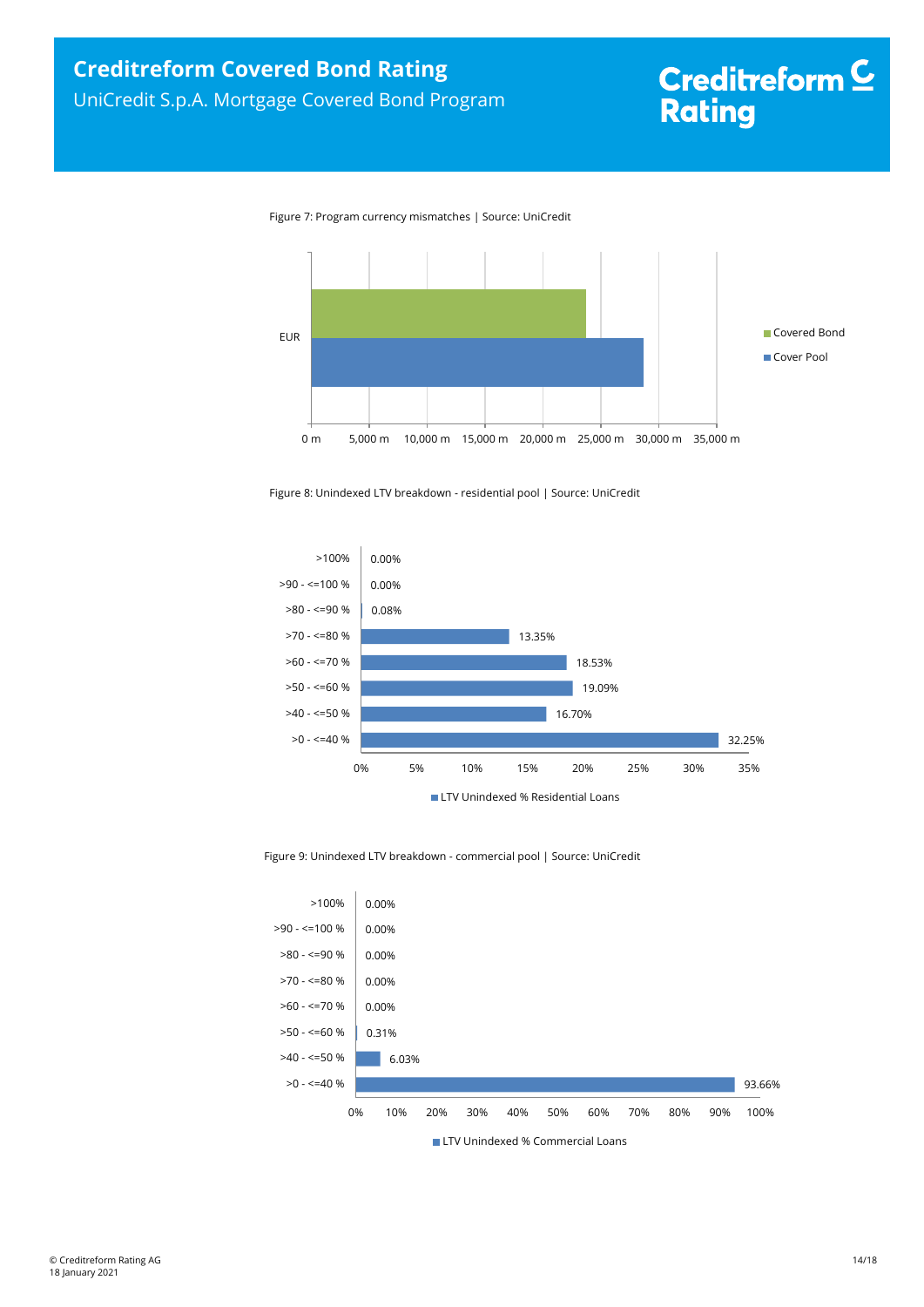Figure 7: Program currency mismatches | Source: UniCredit

Figure 8: Unindexed LTV breakdown - residential pool | Source: UniCredit

| LTV | LTV Unindexed % Residential Loans |
|---|---|
| >100% | 0.00% |
| >90 - <=100 % | 0.00% |
| >80 - <=90 % | 0.08% |
| >70 - <=80 % | 13.35% |
| >60 - <=70 % | 18.53% |
| >50 - <=60 % | 19.09% |
| >40 - <=50 % | 16.70% |
| >0 - <=40 % | 32.25% |

Figure 9: Unindexed LTV breakdown - commercial pool | Source: UniCredit

| LTV | LTV Unindexed % Commercial Loans |
|---|---|
| >100% | 0.00% |
| >90 - <=100 % | 0.00% |
| >80 - <=90 % | 0.00% |
| >70 - <=80 % | 0.00% |
| >60 - <=70 % | 0.00% |
| >50 - <=60 % | 0.31% |
| >40 - <=50 % | 6.03% |
| >0 - <=40 % | 93.66% |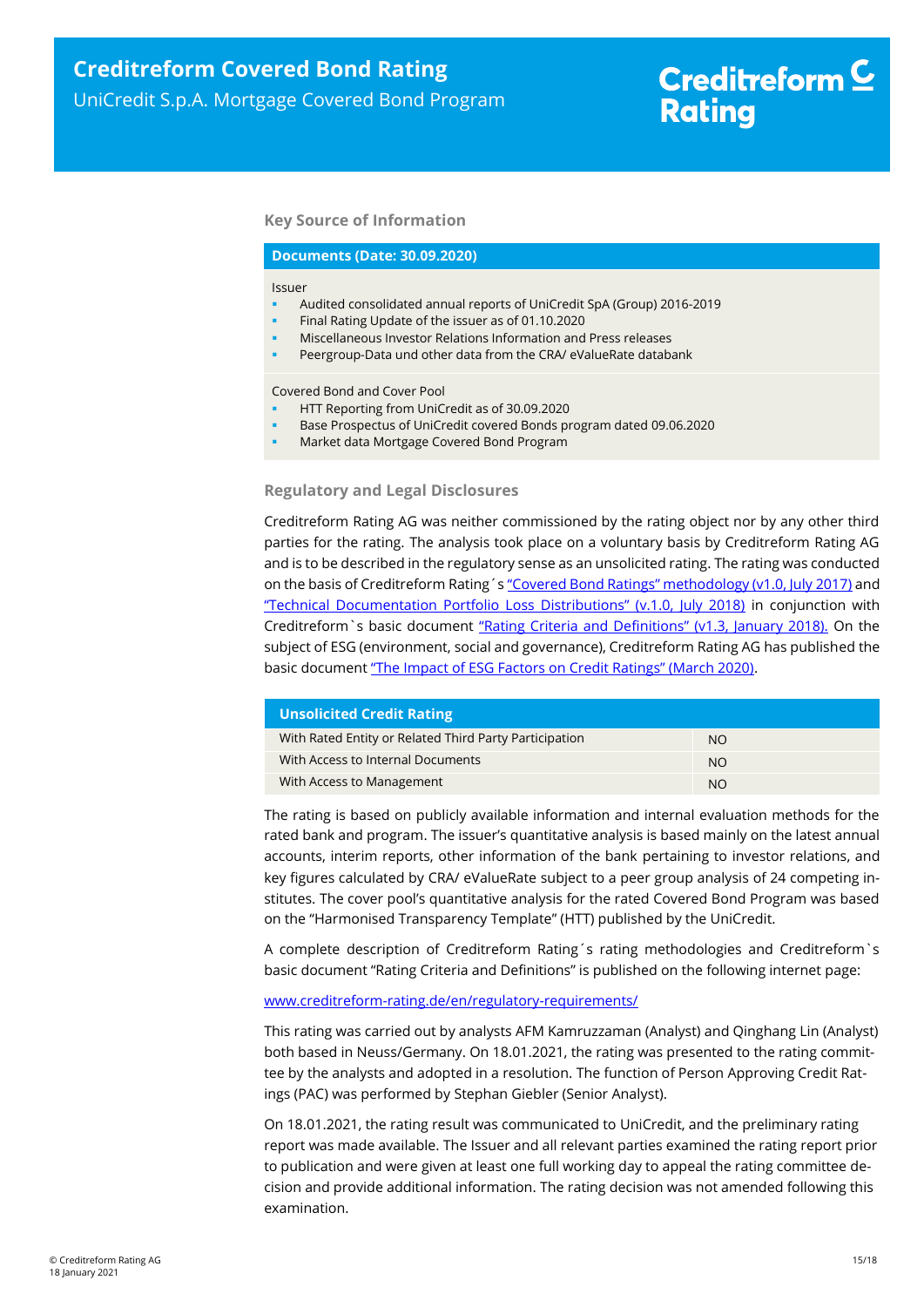### Key Source of Information

| Documents (Date: 30.09.2020) |
|---|
| Issuer<br>- Audited consolidated annual reports of UniCredit SpA (Group) 2016-2019<br>- Final Rating Update of the issuer as of 01.10.2020<br>- Miscellaneous Investor Relations Information and Press releases<br>- Peergroup-Data und other data from the CRA/ eValueRate databank |
| Covered Bond and Cover Pool<br>- HTT Reporting from UniCredit as of 30.09.2020<br>- Base Prospectus of UniCredit covered Bonds program dated 09.06.2020<br>- Market data Mortgage Covered Bond Program |

### Regulatory and Legal Disclosures

Creditreform Rating AG was neither commissioned by the rating object nor by any other third parties for the rating. The analysis took place on a voluntary basis by Creditreform Rating AG and is to be described in the regulatory sense as an unsolicited rating. The rating was conducted on the basis of Creditreform Rating´s "Covered Bond Ratings" methodology (v1.0, July 2017) and "Technical Documentation Portfolio Loss Distributions" (v.1.0, July 2018) in conjunction with Creditreform`s basic document "Rating Criteria and Definitions" (v1.3, January 2018). On the subject of ESG (environment, social and governance), Creditreform Rating AG has published the basic document "The Impact of ESG Factors on Credit Ratings" (March 2020).

| Unsolicited Credit Rating | |
|---|---|
| With Rated Entity or Related Third Party Participation | NO |
| With Access to Internal Documents | NO |
| With Access to Management | NO |

The rating is based on publicly available information and internal evaluation methods for the rated bank and program. The issuer's quantitative analysis is based mainly on the latest annual accounts, interim reports, other information of the bank pertaining to investor relations, and key figures calculated by CRA/ eValueRate subject to a peer group analysis of 24 competing institutes. The cover pool's quantitative analysis for the rated Covered Bond Program was based on the "Harmonised Transparency Template" (HTT) published by the UniCredit.

A complete description of Creditreform Rating´s rating methodologies and Creditreform`s basic document "Rating Criteria and Definitions" is published on the following internet page:

www.creditreform-rating.de/en/regulatory-requirements/

This rating was carried out by analysts AFM Kamruzzaman (Analyst) and Qinghang Lin (Analyst) both based in Neuss/Germany. On 18.01.2021, the rating was presented to the rating committee by the analysts and adopted in a resolution. The function of Person Approving Credit Ratings (PAC) was performed by Stephan Giebler (Senior Analyst).

On 18.01.2021, the rating result was communicated to UniCredit, and the preliminary rating report was made available. The Issuer and all relevant parties examined the rating report prior to publication and were given at least one full working day to appeal the rating committee decision and provide additional information. The rating decision was not amended following this examination.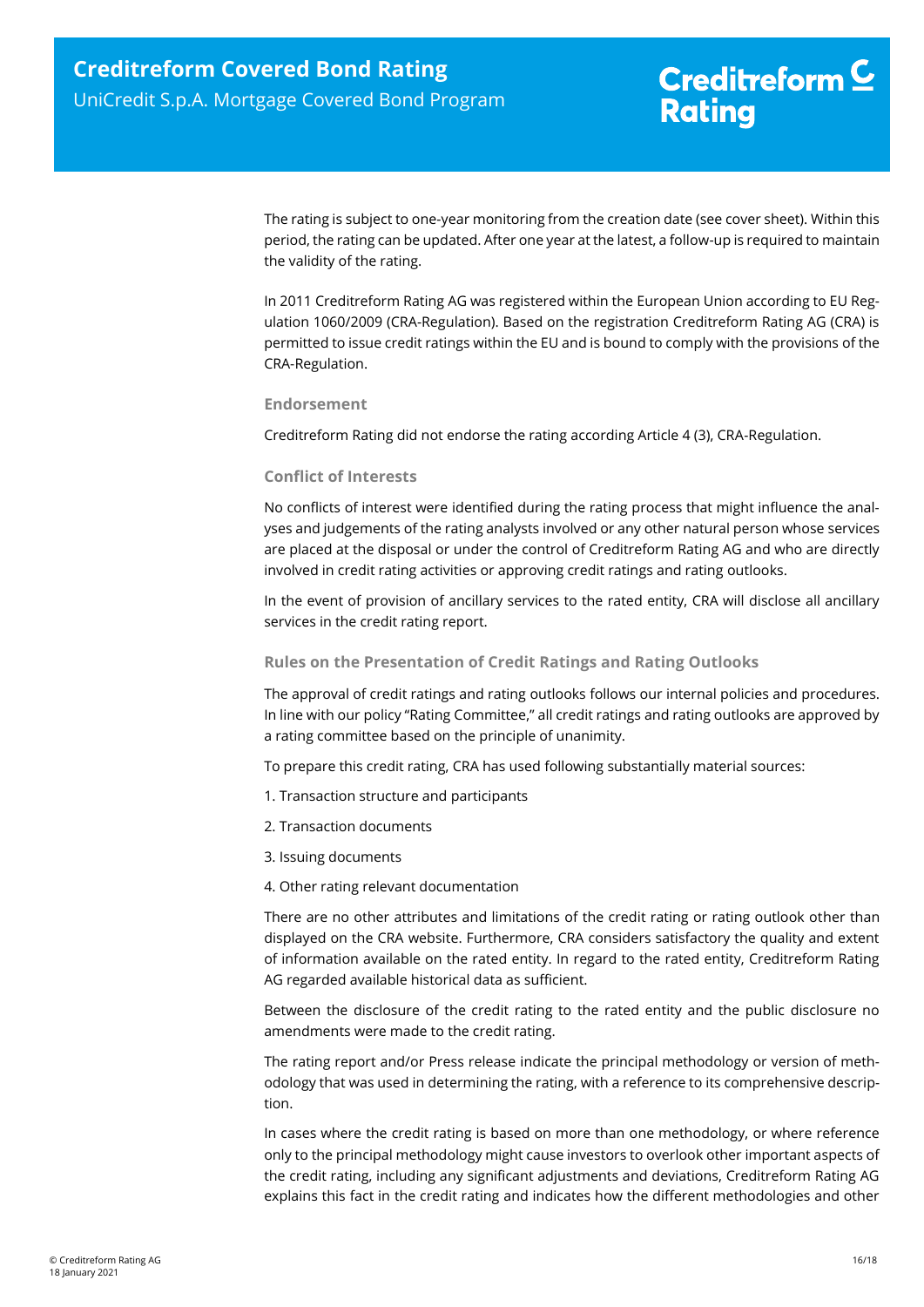The rating is subject to one-year monitoring from the creation date (see cover sheet). Within this period, the rating can be updated. After one year at the latest, a follow-up is required to maintain the validity of the rating.

In 2011 Creditreform Rating AG was registered within the European Union according to EU Regulation 1060/2009 (CRA-Regulation). Based on the registration Creditreform Rating AG (CRA) is permitted to issue credit ratings within the EU and is bound to comply with the provisions of the CRA-Regulation.

### Endorsement

Creditreform Rating did not endorse the rating according Article 4 (3), CRA-Regulation.

### Conflict of Interests

No conflicts of interest were identified during the rating process that might influence the analyses and judgements of the rating analysts involved or any other natural person whose services are placed at the disposal or under the control of Creditreform Rating AG and who are directly involved in credit rating activities or approving credit ratings and rating outlooks.

In the event of provision of ancillary services to the rated entity, CRA will disclose all ancillary services in the credit rating report.

### Rules on the Presentation of Credit Ratings and Rating Outlooks

The approval of credit ratings and rating outlooks follows our internal policies and procedures. In line with our policy "Rating Committee," all credit ratings and rating outlooks are approved by a rating committee based on the principle of unanimity.

To prepare this credit rating, CRA has used following substantially material sources:

1. Transaction structure and participants
2. Transaction documents
3. Issuing documents
4. Other rating relevant documentation

There are no other attributes and limitations of the credit rating or rating outlook other than displayed on the CRA website. Furthermore, CRA considers satisfactory the quality and extent of information available on the rated entity. In regard to the rated entity, Creditreform Rating AG regarded available historical data as sufficient.

Between the disclosure of the credit rating to the rated entity and the public disclosure no amendments were made to the credit rating.

The rating report and/or Press release indicate the principal methodology or version of methodology that was used in determining the rating, with a reference to its comprehensive description.

In cases where the credit rating is based on more than one methodology, or where reference only to the principal methodology might cause investors to overlook other important aspects of the credit rating, including any significant adjustments and deviations, Creditreform Rating AG explains this fact in the credit rating and indicates how the different methodologies and other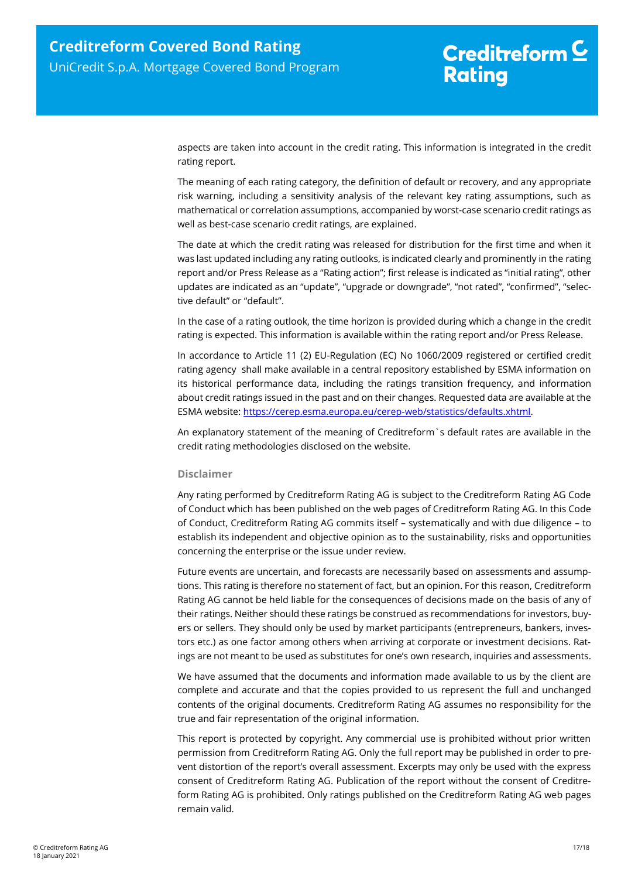aspects are taken into account in the credit rating. This information is integrated in the credit rating report.

The meaning of each rating category, the definition of default or recovery, and any appropriate risk warning, including a sensitivity analysis of the relevant key rating assumptions, such as mathematical or correlation assumptions, accompanied by worst-case scenario credit ratings as well as best-case scenario credit ratings, are explained.

The date at which the credit rating was released for distribution for the first time and when it was last updated including any rating outlooks, is indicated clearly and prominently in the rating report and/or Press Release as a "Rating action"; first release is indicated as "initial rating", other updates are indicated as an "update", "upgrade or downgrade", "not rated", "confirmed", "selective default" or "default".

In the case of a rating outlook, the time horizon is provided during which a change in the credit rating is expected. This information is available within the rating report and/or Press Release.

In accordance to Article 11 (2) EU-Regulation (EC) No 1060/2009 registered or certified credit rating agency shall make available in a central repository established by ESMA information on its historical performance data, including the ratings transition frequency, and information about credit ratings issued in the past and on their changes. Requested data are available at the ESMA website: https://cerep.esma.europa.eu/cerep-web/statistics/defaults.xhtml.

An explanatory statement of the meaning of Creditreform`s default rates are available in the credit rating methodologies disclosed on the website.

### Disclaimer

Any rating performed by Creditreform Rating AG is subject to the Creditreform Rating AG Code of Conduct which has been published on the web pages of Creditreform Rating AG. In this Code of Conduct, Creditreform Rating AG commits itself – systematically and with due diligence – to establish its independent and objective opinion as to the sustainability, risks and opportunities concerning the enterprise or the issue under review.

Future events are uncertain, and forecasts are necessarily based on assessments and assumptions. This rating is therefore no statement of fact, but an opinion. For this reason, Creditreform Rating AG cannot be held liable for the consequences of decisions made on the basis of any of their ratings. Neither should these ratings be construed as recommendations for investors, buyers or sellers. They should only be used by market participants (entrepreneurs, bankers, investors etc.) as one factor among others when arriving at corporate or investment decisions. Ratings are not meant to be used as substitutes for one's own research, inquiries and assessments.

We have assumed that the documents and information made available to us by the client are complete and accurate and that the copies provided to us represent the full and unchanged contents of the original documents. Creditreform Rating AG assumes no responsibility for the true and fair representation of the original information.

This report is protected by copyright. Any commercial use is prohibited without prior written permission from Creditreform Rating AG. Only the full report may be published in order to prevent distortion of the report's overall assessment. Excerpts may only be used with the express consent of Creditreform Rating AG. Publication of the report without the consent of Creditreform Rating AG is prohibited. Only ratings published on the Creditreform Rating AG web pages remain valid.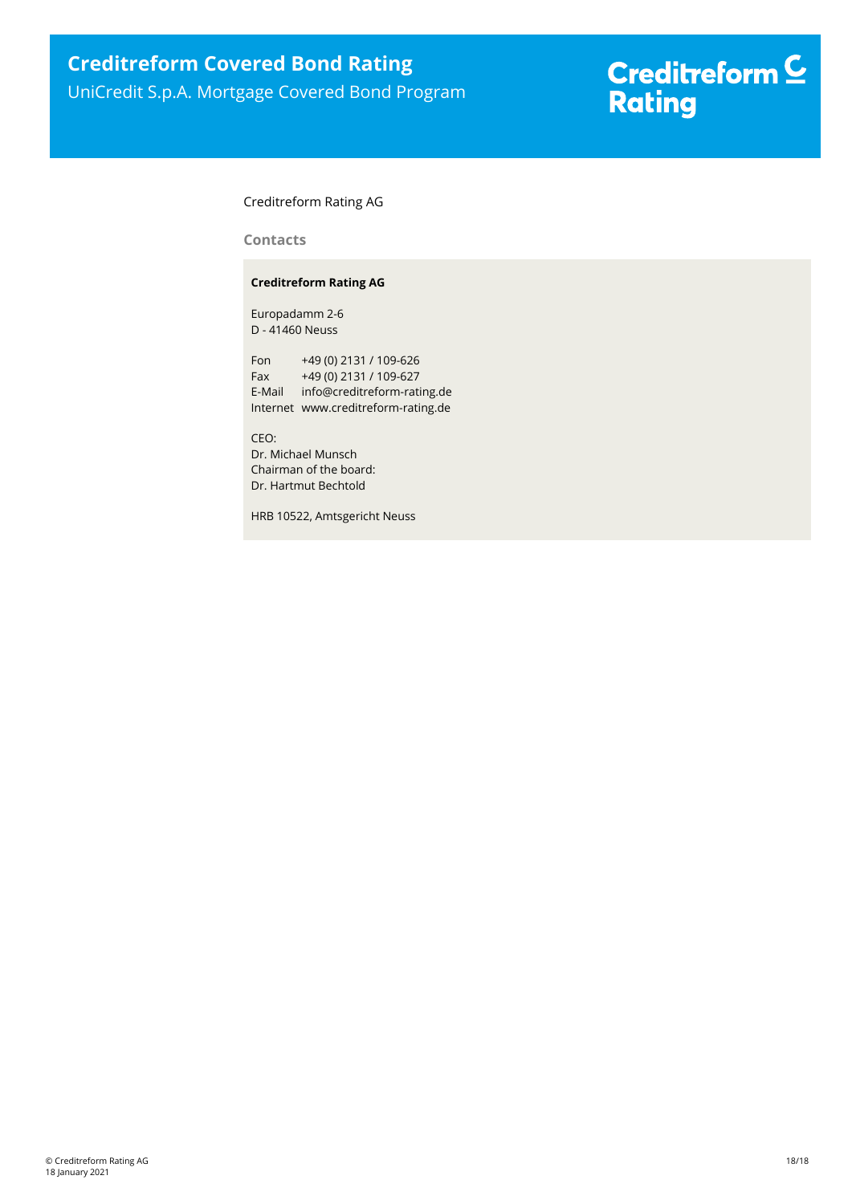Creditreform Rating AG

## Contacts

**Creditreform Rating AG**

Europadamm 2-6
D - 41460 Neuss

Fon +49 (0) 2131 / 109-626
Fax +49 (0) 2131 / 109-627
E-Mail info@creditreform-rating.de
Internet www.creditreform-rating.de

CEO:
Dr. Michael Munsch
Chairman of the board:
Dr. Hartmut Bechtold

HRB 10522, Amtsgericht Neuss